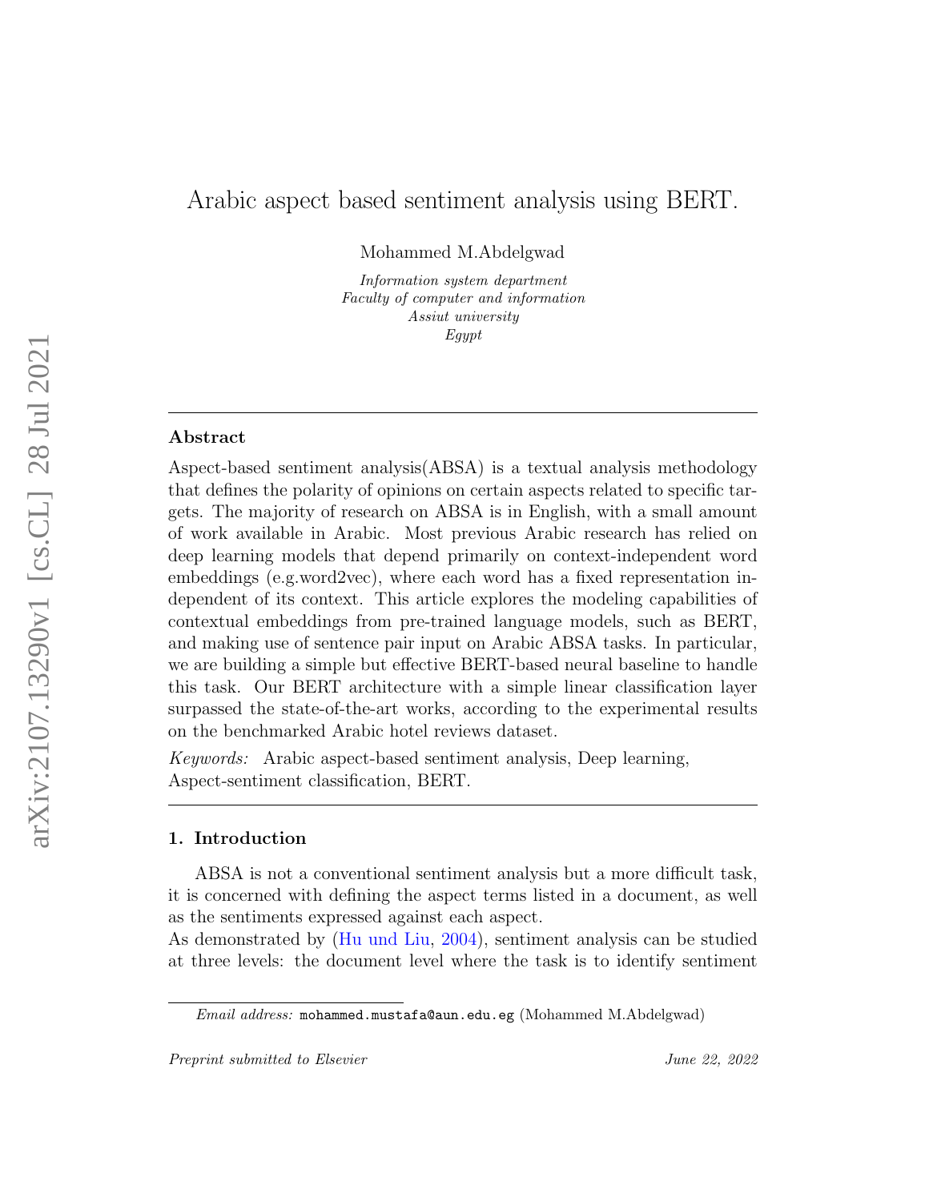# Arabic aspect based sentiment analysis using BERT.

Mohammed M.Abdelgwad

*Information system department*
*Faculty of computer and information*
*Assiut university*
*Egypt*

---

## Abstract

Aspect-based sentiment analysis(ABSA) is a textual analysis methodology that defines the polarity of opinions on certain aspects related to specific targets. The majority of research on ABSA is in English, with a small amount of work available in Arabic. Most previous Arabic research has relied on deep learning models that depend primarily on context-independent word embeddings (e.g.word2vec), where each word has a fixed representation independent of its context. This article explores the modeling capabilities of contextual embeddings from pre-trained language models, such as BERT, and making use of sentence pair input on Arabic ABSA tasks. In particular, we are building a simple but effective BERT-based neural baseline to handle this task. Our BERT architecture with a simple linear classification layer surpassed the state-of-the-art works, according to the experimental results on the benchmarked Arabic hotel reviews dataset.

*Keywords:* Arabic aspect-based sentiment analysis, Deep learning, Aspect-sentiment classification, BERT.

---

## 1. Introduction

ABSA is not a conventional sentiment analysis but a more difficult task, it is concerned with defining the aspect terms listed in a document, as well as the sentiments expressed against each aspect.
As demonstrated by (Hu und Liu, 2004), sentiment analysis can be studied at three levels: the document level where the task is to identify sentiment

*Email address:* mohammed.mustafa@aun.edu.eg (Mohammed M.Abdelgwad)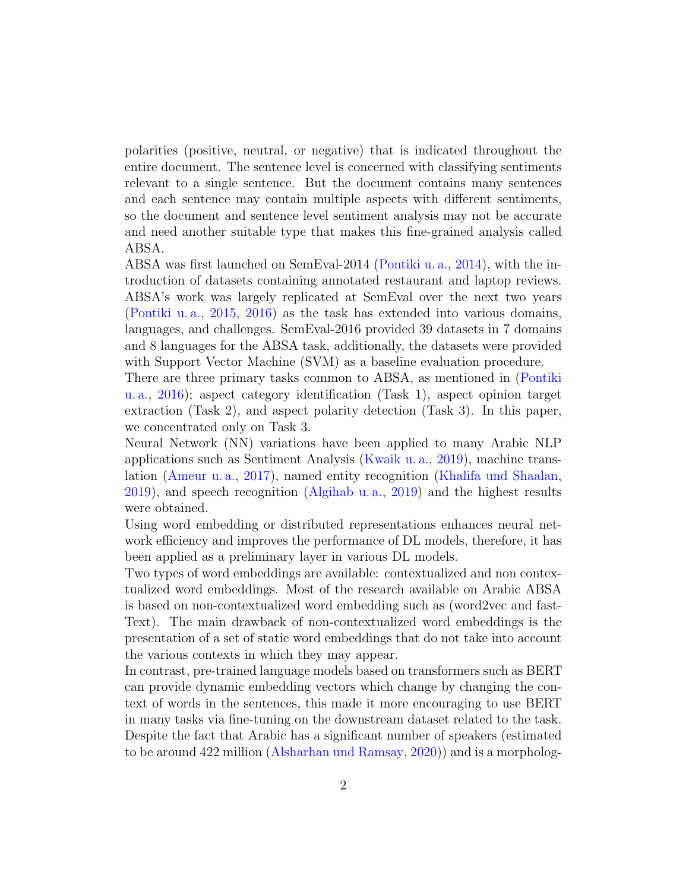polarities (positive, neutral, or negative) that is indicated throughout the entire document. The sentence level is concerned with classifying sentiments relevant to a single sentence. But the document contains many sentences and each sentence may contain multiple aspects with different sentiments, so the document and sentence level sentiment analysis may not be accurate and need another suitable type that makes this fine-grained analysis called ABSA.

ABSA was first launched on SemEval-2014 (Pontiki u. a., 2014), with the introduction of datasets containing annotated restaurant and laptop reviews. ABSA's work was largely replicated at SemEval over the next two years (Pontiki u. a., 2015, 2016) as the task has extended into various domains, languages, and challenges. SemEval-2016 provided 39 datasets in 7 domains and 8 languages for the ABSA task, additionally, the datasets were provided with Support Vector Machine (SVM) as a baseline evaluation procedure.

There are three primary tasks common to ABSA, as mentioned in (Pontiki u. a., 2016); aspect category identification (Task 1), aspect opinion target extraction (Task 2), and aspect polarity detection (Task 3). In this paper, we concentrated only on Task 3.

Neural Network (NN) variations have been applied to many Arabic NLP applications such as Sentiment Analysis (Kwaik u. a., 2019), machine translation (Ameur u. a., 2017), named entity recognition (Khalifa und Shaalan, 2019), and speech recognition (Algihab u. a., 2019) and the highest results were obtained.

Using word embedding or distributed representations enhances neural network efficiency and improves the performance of DL models, therefore, it has been applied as a preliminary layer in various DL models.

Two types of word embeddings are available: contextualized and non contextualized word embeddings. Most of the research available on Arabic ABSA is based on non-contextualized word embedding such as (word2vec and fastText). The main drawback of non-contextualized word embeddings is the presentation of a set of static word embeddings that do not take into account the various contexts in which they may appear.

In contrast, pre-trained language models based on transformers such as BERT can provide dynamic embedding vectors which change by changing the context of words in the sentences, this made it more encouraging to use BERT in many tasks via fine-tuning on the downstream dataset related to the task.

Despite the fact that Arabic has a significant number of speakers (estimated to be around 422 million (Alsharhan und Ramsay, 2020)) and is a morpholog-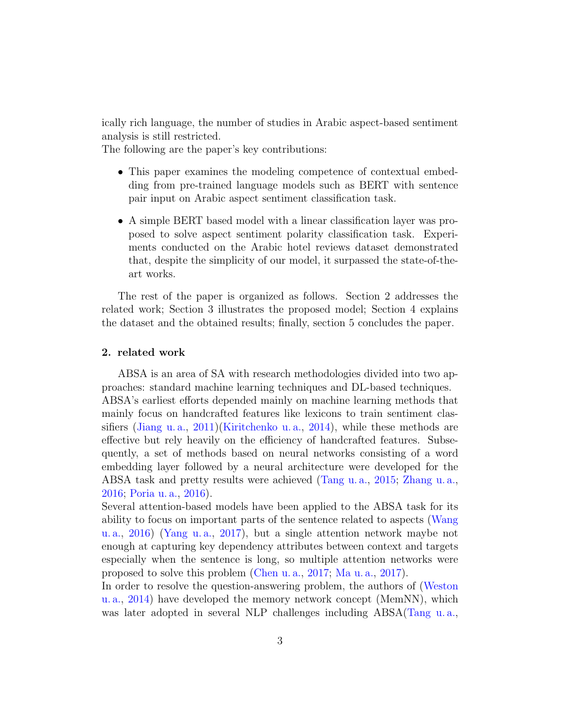ically rich language, the number of studies in Arabic aspect-based sentiment analysis is still restricted.
The following are the paper's key contributions:

- This paper examines the modeling competence of contextual embedding from pre-trained language models such as BERT with sentence pair input on Arabic aspect sentiment classification task.
- A simple BERT based model with a linear classification layer was proposed to solve aspect sentiment polarity classification task. Experiments conducted on the Arabic hotel reviews dataset demonstrated that, despite the simplicity of our model, it surpassed the state-of-the-art works.

The rest of the paper is organized as follows. Section 2 addresses the related work; Section 3 illustrates the proposed model; Section 4 explains the dataset and the obtained results; finally, section 5 concludes the paper.

## 2. related work

ABSA is an area of SA with research methodologies divided into two approaches: standard machine learning techniques and DL-based techniques.
ABSA's earliest efforts depended mainly on machine learning methods that mainly focus on handcrafted features like lexicons to train sentiment classifiers (Jiang u. a., 2011)(Kiritchenko u. a., 2014), while these methods are effective but rely heavily on the efficiency of handcrafted features. Subsequently, a set of methods based on neural networks consisting of a word embedding layer followed by a neural architecture were developed for the ABSA task and pretty results were achieved (Tang u. a., 2015; Zhang u. a., 2016; Poria u. a., 2016).
Several attention-based models have been applied to the ABSA task for its ability to focus on important parts of the sentence related to aspects (Wang u. a., 2016) (Yang u. a., 2017), but a single attention network maybe not enough at capturing key dependency attributes between context and targets especially when the sentence is long, so multiple attention networks were proposed to solve this problem (Chen u. a., 2017; Ma u. a., 2017).
In order to resolve the question-answering problem, the authors of (Weston u. a., 2014) have developed the memory network concept (MemNN), which was later adopted in several NLP challenges including ABSA(Tang u. a.,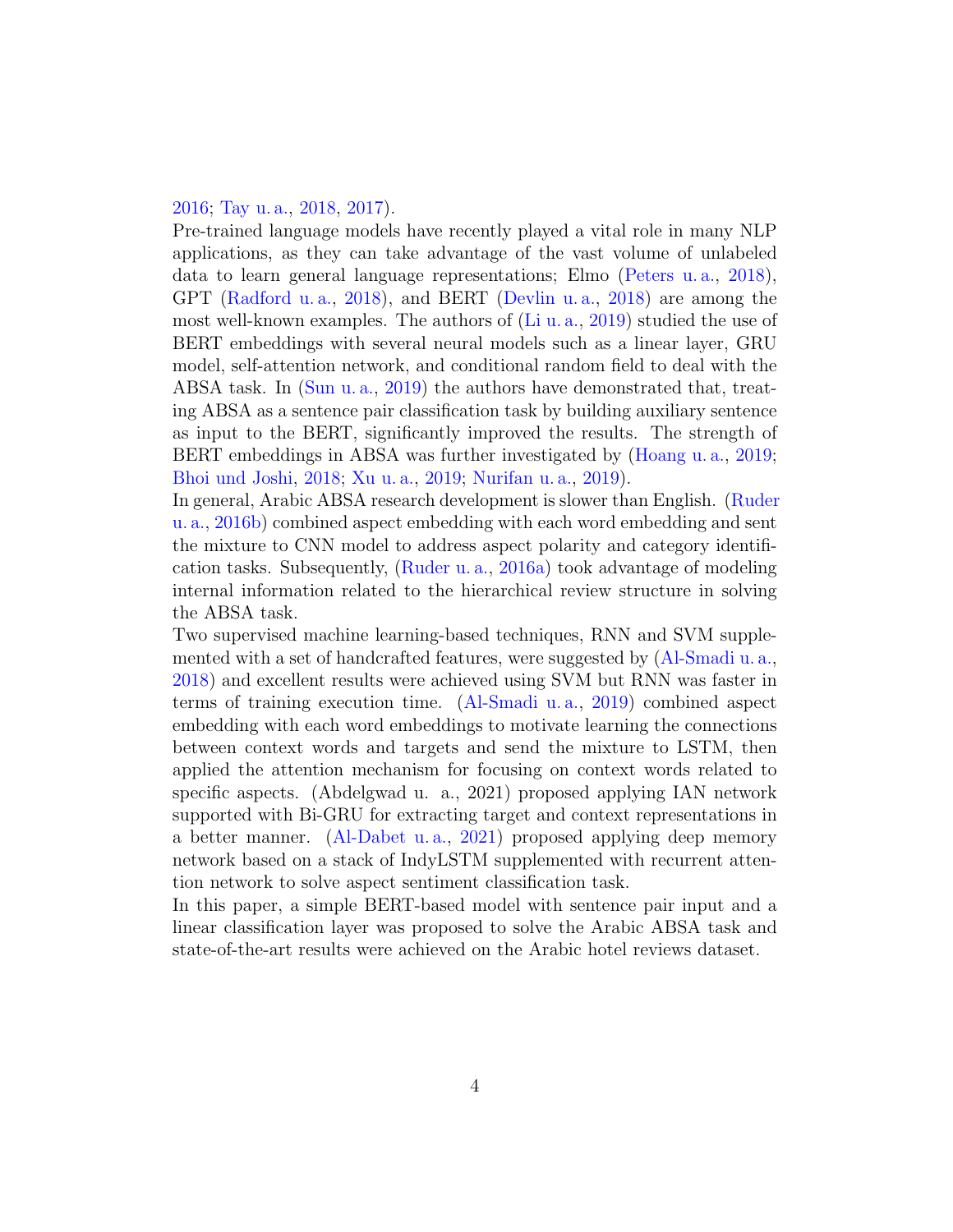2016; Tay u. a., 2018, 2017).

Pre-trained language models have recently played a vital role in many NLP applications, as they can take advantage of the vast volume of unlabeled data to learn general language representations; Elmo (Peters u. a., 2018), GPT (Radford u. a., 2018), and BERT (Devlin u. a., 2018) are among the most well-known examples. The authors of (Li u. a., 2019) studied the use of BERT embeddings with several neural models such as a linear layer, GRU model, self-attention network, and conditional random field to deal with the ABSA task. In (Sun u. a., 2019) the authors have demonstrated that, treating ABSA as a sentence pair classification task by building auxiliary sentence as input to the BERT, significantly improved the results. The strength of BERT embeddings in ABSA was further investigated by (Hoang u. a., 2019; Bhoi und Joshi, 2018; Xu u. a., 2019; Nurifan u. a., 2019).

In general, Arabic ABSA research development is slower than English. (Ruder u. a., 2016b) combined aspect embedding with each word embedding and sent the mixture to CNN model to address aspect polarity and category identification tasks. Subsequently, (Ruder u. a., 2016a) took advantage of modeling internal information related to the hierarchical review structure in solving the ABSA task.

Two supervised machine learning-based techniques, RNN and SVM supplemented with a set of handcrafted features, were suggested by (Al-Smadi u. a., 2018) and excellent results were achieved using SVM but RNN was faster in terms of training execution time. (Al-Smadi u. a., 2019) combined aspect embedding with each word embeddings to motivate learning the connections between context words and targets and send the mixture to LSTM, then applied the attention mechanism for focusing on context words related to specific aspects. (Abdelgwad u. a., 2021) proposed applying IAN network supported with Bi-GRU for extracting target and context representations in a better manner. (Al-Dabet u. a., 2021) proposed applying deep memory network based on a stack of IndyLSTM supplemented with recurrent attention network to solve aspect sentiment classification task.

In this paper, a simple BERT-based model with sentence pair input and a linear classification layer was proposed to solve the Arabic ABSA task and state-of-the-art results were achieved on the Arabic hotel reviews dataset.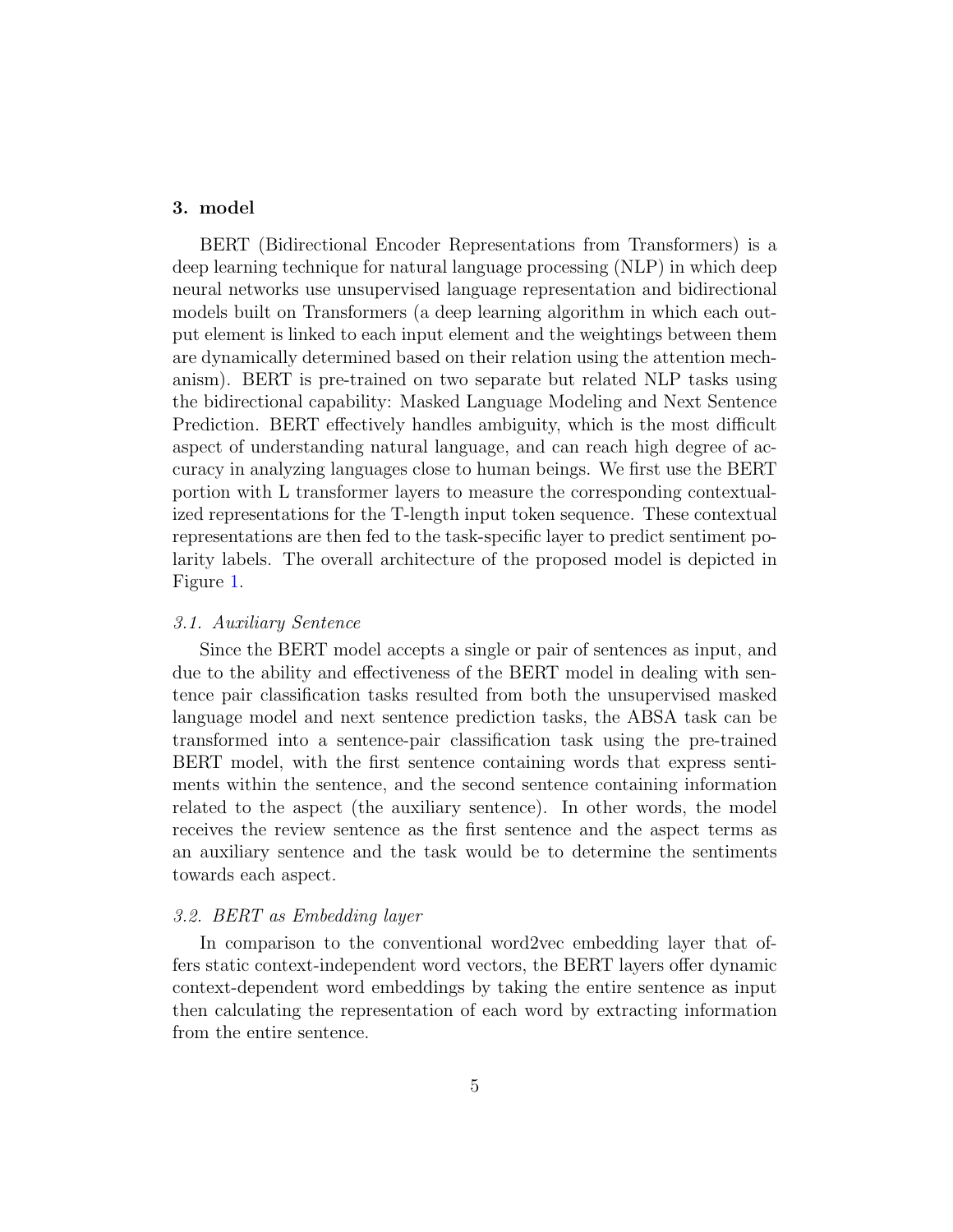## 3. model

BERT (Bidirectional Encoder Representations from Transformers) is a deep learning technique for natural language processing (NLP) in which deep neural networks use unsupervised language representation and bidirectional models built on Transformers (a deep learning algorithm in which each output element is linked to each input element and the weightings between them are dynamically determined based on their relation using the attention mechanism). BERT is pre-trained on two separate but related NLP tasks using the bidirectional capability: Masked Language Modeling and Next Sentence Prediction. BERT effectively handles ambiguity, which is the most difficult aspect of understanding natural language, and can reach high degree of accuracy in analyzing languages close to human beings. We first use the BERT portion with L transformer layers to measure the corresponding contextualized representations for the T-length input token sequence. These contextual representations are then fed to the task-specific layer to predict sentiment polarity labels. The overall architecture of the proposed model is depicted in Figure 1.

### *3.1. Auxiliary Sentence*

Since the BERT model accepts a single or pair of sentences as input, and due to the ability and effectiveness of the BERT model in dealing with sentence pair classification tasks resulted from both the unsupervised masked language model and next sentence prediction tasks, the ABSA task can be transformed into a sentence-pair classification task using the pre-trained BERT model, with the first sentence containing words that express sentiments within the sentence, and the second sentence containing information related to the aspect (the auxiliary sentence). In other words, the model receives the review sentence as the first sentence and the aspect terms as an auxiliary sentence and the task would be to determine the sentiments towards each aspect.

### *3.2. BERT as Embedding layer*

In comparison to the conventional word2vec embedding layer that offers static context-independent word vectors, the BERT layers offer dynamic context-dependent word embeddings by taking the entire sentence as input then calculating the representation of each word by extracting information from the entire sentence.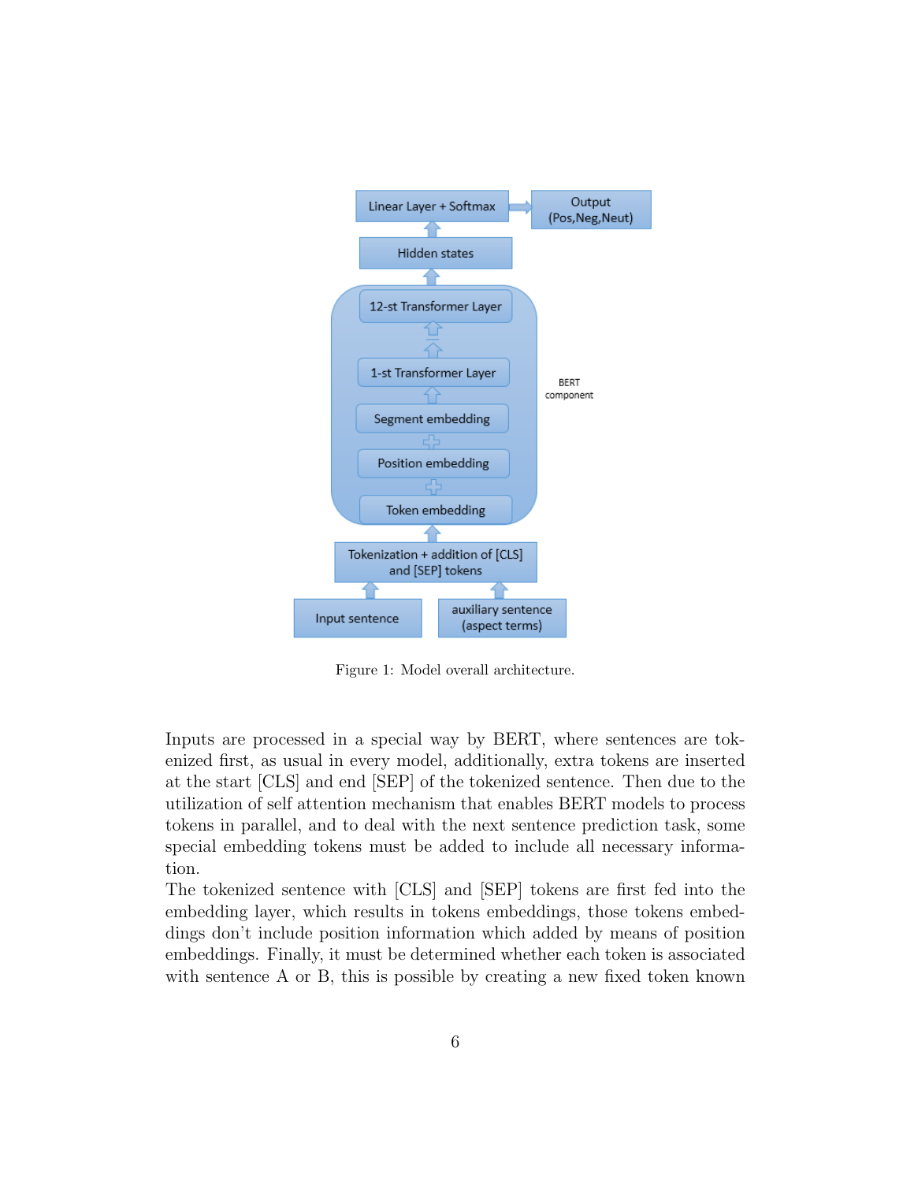Figure 1: Model overall architecture.

Inputs are processed in a special way by BERT, where sentences are tokenized first, as usual in every model, additionally, extra tokens are inserted at the start [CLS] and end [SEP] of the tokenized sentence. Then due to the utilization of self attention mechanism that enables BERT models to process tokens in parallel, and to deal with the next sentence prediction task, some special embedding tokens must be added to include all necessary information.

The tokenized sentence with [CLS] and [SEP] tokens are first fed into the embedding layer, which results in tokens embeddings, those tokens embeddings don't include position information which added by means of position embeddings. Finally, it must be determined whether each token is associated with sentence A or B, this is possible by creating a new fixed token known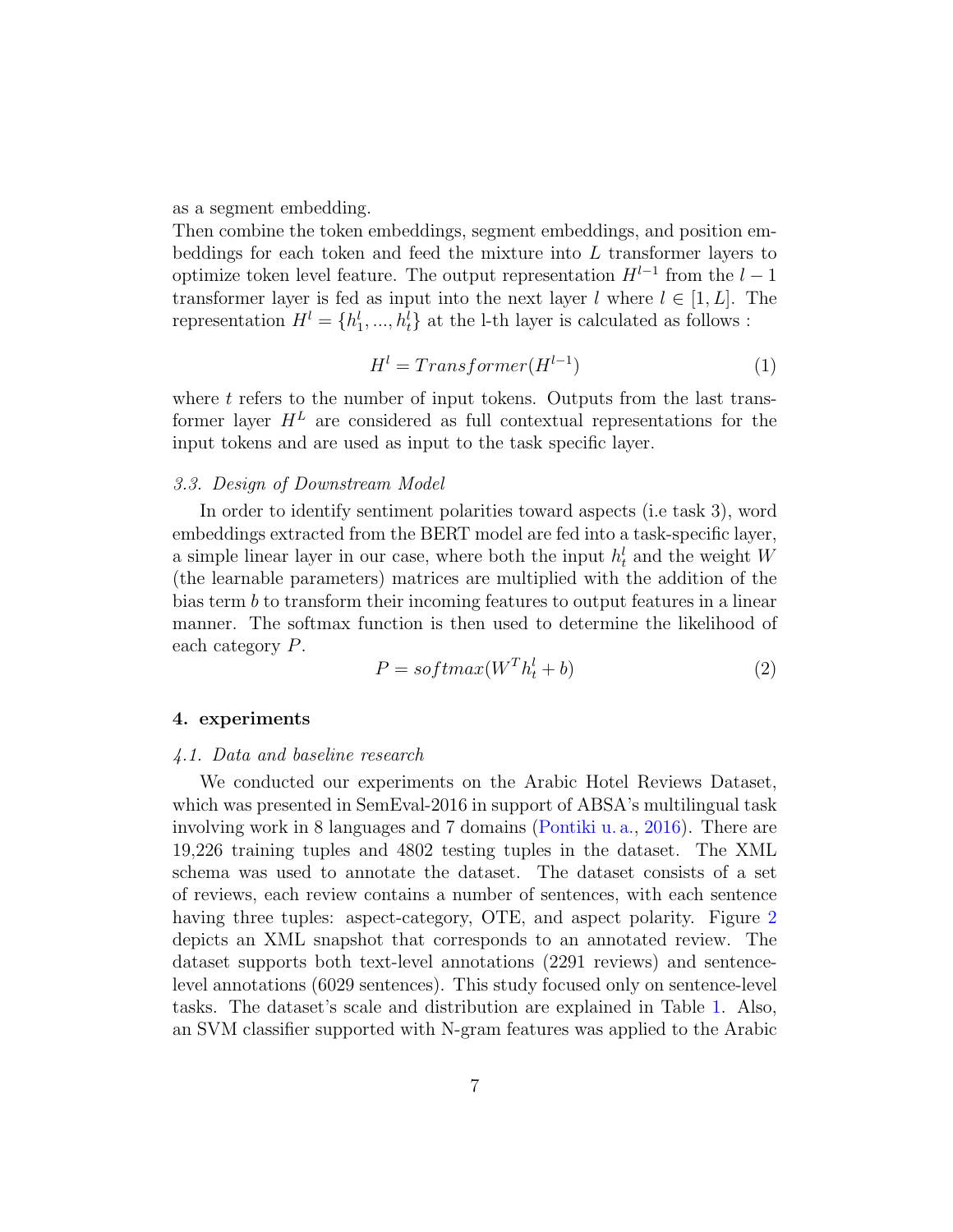as a segment embedding.

Then combine the token embeddings, segment embeddings, and position embeddings for each token and feed the mixture into $L$ transformer layers to optimize token level feature. The output representation $H^{l-1}$ from the $l-1$ transformer layer is fed as input into the next layer $l$ where $l \in [1, L]$. The representation $H^l = \{h_1^l, ..., h_t^l\}$ at the l-th layer is calculated as follows :

$$H^l = Transformer(H^{l-1}) \tag{1}$$

where $t$ refers to the number of input tokens. Outputs from the last transformer layer $H^L$ are considered as full contextual representations for the input tokens and are used as input to the task specific layer.

### *3.3. Design of Downstream Model*

In order to identify sentiment polarities toward aspects (i.e task 3), word embeddings extracted from the BERT model are fed into a task-specific layer, a simple linear layer in our case, where both the input $h_t^l$ and the weight $W$ (the learnable parameters) matrices are multiplied with the addition of the bias term $b$ to transform their incoming features to output features in a linear manner. The softmax function is then used to determine the likelihood of each category $P$.

$$P = softmax(W^T h_t^l + b) \tag{2}$$

## 4. experiments

### *4.1. Data and baseline research*

We conducted our experiments on the Arabic Hotel Reviews Dataset, which was presented in SemEval-2016 in support of ABSA's multilingual task involving work in 8 languages and 7 domains (Pontiki u. a., 2016). There are 19,226 training tuples and 4802 testing tuples in the dataset. The XML schema was used to annotate the dataset. The dataset consists of a set of reviews, each review contains a number of sentences, with each sentence having three tuples: aspect-category, OTE, and aspect polarity. Figure 2 depicts an XML snapshot that corresponds to an annotated review. The dataset supports both text-level annotations (2291 reviews) and sentence-level annotations (6029 sentences). This study focused only on sentence-level tasks. The dataset's scale and distribution are explained in Table 1. Also, an SVM classifier supported with N-gram features was applied to the Arabic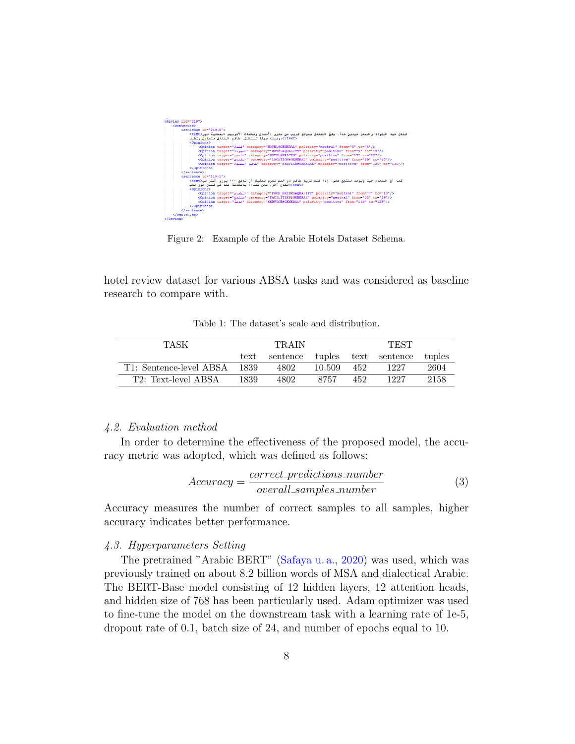Figure 2: Example of the Arabic Hotels Dataset Schema.

hotel review dataset for various ABSA tasks and was considered as baseline research to compare with.

Table 1: The dataset's scale and distribution.

| TASK | TRAIN | | | TEST | | |
|---|---|---|---|---|---|---|
| | text | sentence | tuples | text | sentence | tuples |
| T1: Sentence-level ABSA | 1839 | 4802 | 10.509 | 452 | 1227 | 2604 |
| T2: Text-level ABSA | 1839 | 4802 | 8757 | 452 | 1227 | 2158 |

### 4.2. Evaluation method

In order to determine the effectiveness of the proposed model, the accuracy metric was adopted, which was defined as follows:

$$Accuracy = \frac{correct\_predictions\_number}{overall\_samples\_number} \tag{3}$$

Accuracy measures the number of correct samples to all samples, higher accuracy indicates better performance.

### 4.3. Hyperparameters Setting

The pretrained "Arabic BERT" (Safaya u. a., 2020) was used, which was previously trained on about 8.2 billion words of MSA and dialectical Arabic. The BERT-Base model consisting of 12 hidden layers, 12 attention heads, and hidden size of 768 has been particularly used. Adam optimizer was used to fine-tune the model on the downstream task with a learning rate of 1e-5, dropout rate of 0.1, batch size of 24, and number of epochs equal to 10.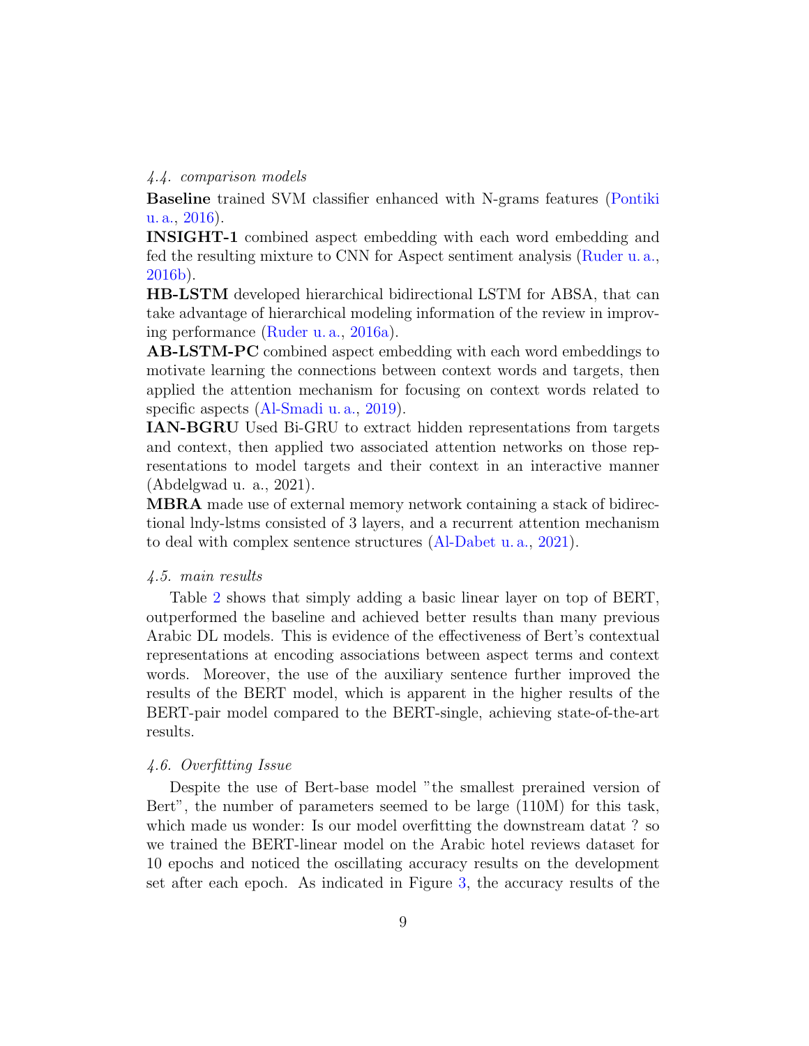### *4.4. comparison models*

**Baseline** trained SVM classifier enhanced with N-grams features (Pontiki u. a., 2016).

**INSIGHT-1** combined aspect embedding with each word embedding and fed the resulting mixture to CNN for Aspect sentiment analysis (Ruder u. a., 2016b).

**HB-LSTM** developed hierarchical bidirectional LSTM for ABSA, that can take advantage of hierarchical modeling information of the review in improving performance (Ruder u. a., 2016a).

**AB-LSTM-PC** combined aspect embedding with each word embeddings to motivate learning the connections between context words and targets, then applied the attention mechanism for focusing on context words related to specific aspects (Al-Smadi u. a., 2019).

**IAN-BGRU** Used Bi-GRU to extract hidden representations from targets and context, then applied two associated attention networks on those representations to model targets and their context in an interactive manner (Abdelgwad u. a., 2021).

**MBRA** made use of external memory network containing a stack of bidirectional lndy-lstms consisted of 3 layers, and a recurrent attention mechanism to deal with complex sentence structures (Al-Dabet u. a., 2021).

### *4.5. main results*

Table 2 shows that simply adding a basic linear layer on top of BERT, outperformed the baseline and achieved better results than many previous Arabic DL models. This is evidence of the effectiveness of Bert's contextual representations at encoding associations between aspect terms and context words. Moreover, the use of the auxiliary sentence further improved the results of the BERT model, which is apparent in the higher results of the BERT-pair model compared to the BERT-single, achieving state-of-the-art results.

### *4.6. Overfitting Issue*

Despite the use of Bert-base model "the smallest prerained version of Bert", the number of parameters seemed to be large (110M) for this task, which made us wonder: Is our model overfitting the downstream datat ? so we trained the BERT-linear model on the Arabic hotel reviews dataset for 10 epochs and noticed the oscillating accuracy results on the development set after each epoch. As indicated in Figure 3, the accuracy results of the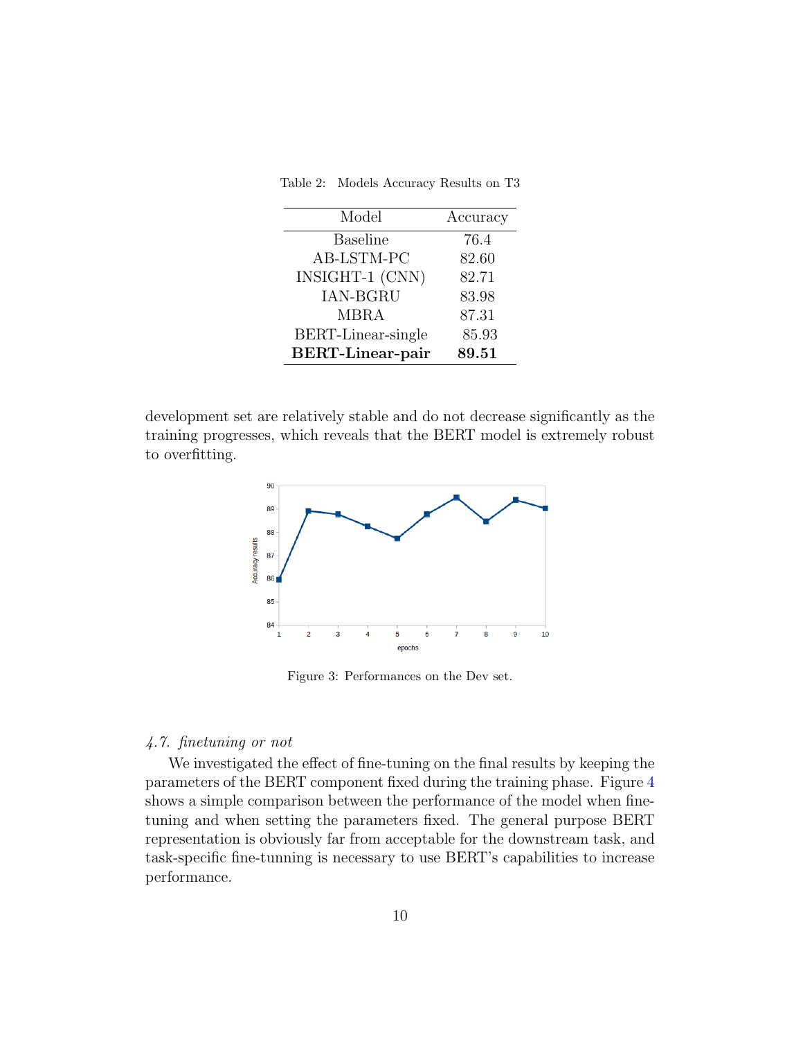Table 2: Models Accuracy Results on T3

| Model | Accuracy |
|---|---|
| Baseline | 76.4 |
| AB-LSTM-PC | 82.60 |
| INSIGHT-1 (CNN) | 82.71 |
| IAN-BGRU | 83.98 |
| MBRA | 87.31 |
| BERT-Linear-single | 85.93 |
| **BERT-Linear-pair** | **89.51** |

development set are relatively stable and do not decrease significantly as the training progresses, which reveals that the BERT model is extremely robust to overfitting.

Figure 3: Performances on the Dev set.

### *4.7. finetuning or not*

We investigated the effect of fine-tuning on the final results by keeping the parameters of the BERT component fixed during the training phase. Figure 4 shows a simple comparison between the performance of the model when fine-tuning and when setting the parameters fixed. The general purpose BERT representation is obviously far from acceptable for the downstream task, and task-specific fine-tunning is necessary to use BERT's capabilities to increase performance.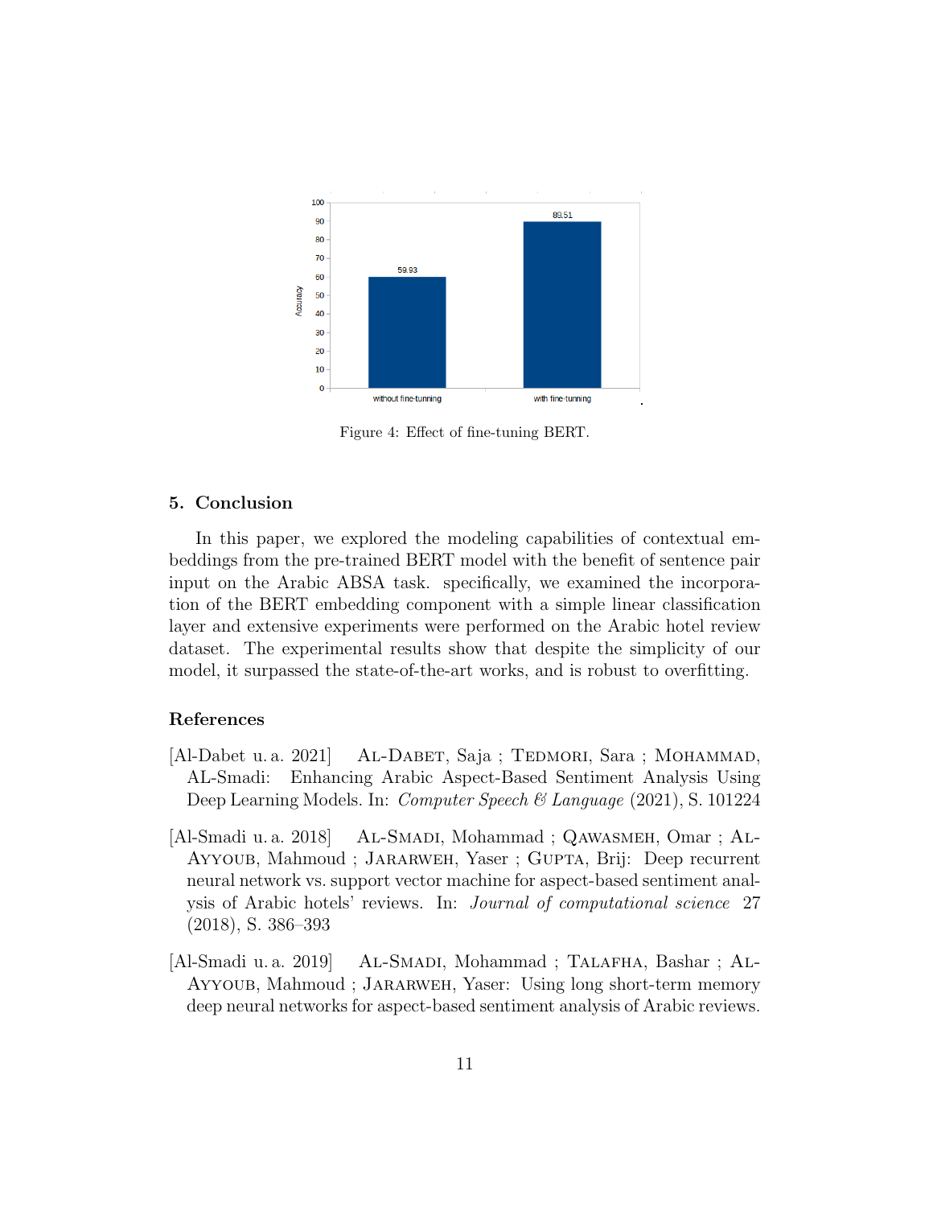Figure 4: Effect of fine-tuning BERT.

## 5. Conclusion

In this paper, we explored the modeling capabilities of contextual embeddings from the pre-trained BERT model with the benefit of sentence pair input on the Arabic ABSA task. specifically, we examined the incorporation of the BERT embedding component with a simple linear classification layer and extensive experiments were performed on the Arabic hotel review dataset. The experimental results show that despite the simplicity of our model, it surpassed the state-of-the-art works, and is robust to overfitting.

## References

[Al-Dabet u. a. 2021] Al-Dabet, Saja ; Tedmori, Sara ; Mohammad, AL-Smadi: Enhancing Arabic Aspect-Based Sentiment Analysis Using Deep Learning Models. In: *Computer Speech & Language* (2021), S. 101224

[Al-Smadi u. a. 2018] Al-Smadi, Mohammad ; Qawasmeh, Omar ; Al-Ayyoub, Mahmoud ; Jararweh, Yaser ; Gupta, Brij: Deep recurrent neural network vs. support vector machine for aspect-based sentiment analysis of Arabic hotels' reviews. In: *Journal of computational science* 27 (2018), S. 386–393

[Al-Smadi u. a. 2019] Al-Smadi, Mohammad ; Talafha, Bashar ; Al-Ayyoub, Mahmoud ; Jararweh, Yaser: Using long short-term memory deep neural networks for aspect-based sentiment analysis of Arabic reviews.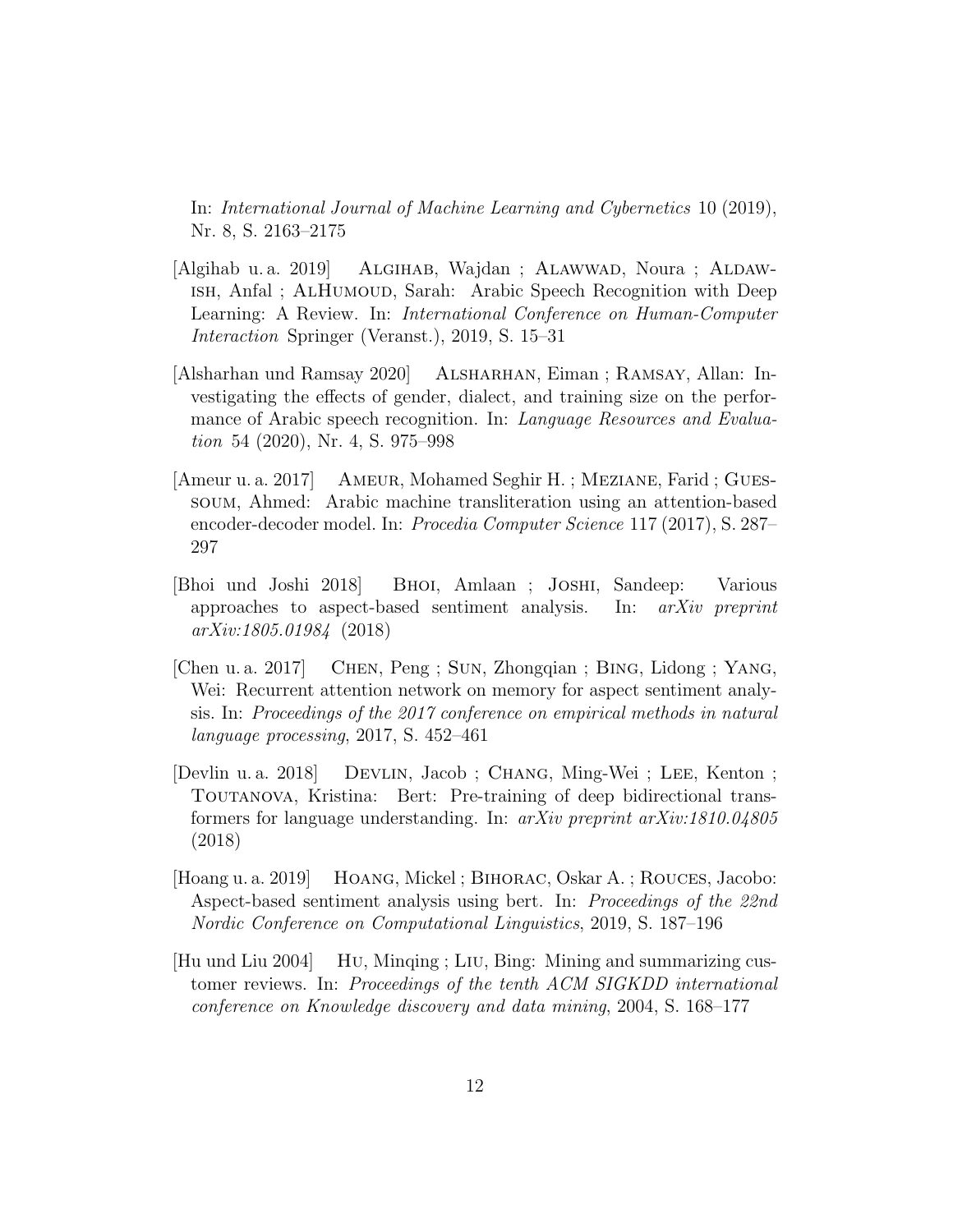In: *International Journal of Machine Learning and Cybernetics* 10 (2019), Nr. 8, S. 2163–2175

[Algihab u. a. 2019] Algihab, Wajdan ; Alawwad, Noura ; Aldawish, Anfal ; AlHumoud, Sarah: Arabic Speech Recognition with Deep Learning: A Review. In: *International Conference on Human-Computer Interaction* Springer (Veranst.), 2019, S. 15–31

[Alsharhan und Ramsay 2020] Alsharhan, Eiman ; Ramsay, Allan: Investigating the effects of gender, dialect, and training size on the performance of Arabic speech recognition. In: *Language Resources and Evaluation* 54 (2020), Nr. 4, S. 975–998

[Ameur u. a. 2017] Ameur, Mohamed Seghir H. ; Meziane, Farid ; Guessoum, Ahmed: Arabic machine transliteration using an attention-based encoder-decoder model. In: *Procedia Computer Science* 117 (2017), S. 287–297

[Bhoi und Joshi 2018] Bhoi, Amlaan ; Joshi, Sandeep: Various approaches to aspect-based sentiment analysis. In: *arXiv preprint arXiv:1805.01984* (2018)

[Chen u. a. 2017] Chen, Peng ; Sun, Zhongqian ; Bing, Lidong ; Yang, Wei: Recurrent attention network on memory for aspect sentiment analysis. In: *Proceedings of the 2017 conference on empirical methods in natural language processing*, 2017, S. 452–461

[Devlin u. a. 2018] Devlin, Jacob ; Chang, Ming-Wei ; Lee, Kenton ; Toutanova, Kristina: Bert: Pre-training of deep bidirectional transformers for language understanding. In: *arXiv preprint arXiv:1810.04805* (2018)

[Hoang u. a. 2019] Hoang, Mickel ; Bihorac, Oskar A. ; Rouces, Jacobo: Aspect-based sentiment analysis using bert. In: *Proceedings of the 22nd Nordic Conference on Computational Linguistics*, 2019, S. 187–196

[Hu und Liu 2004] Hu, Minqing ; Liu, Bing: Mining and summarizing customer reviews. In: *Proceedings of the tenth ACM SIGKDD international conference on Knowledge discovery and data mining*, 2004, S. 168–177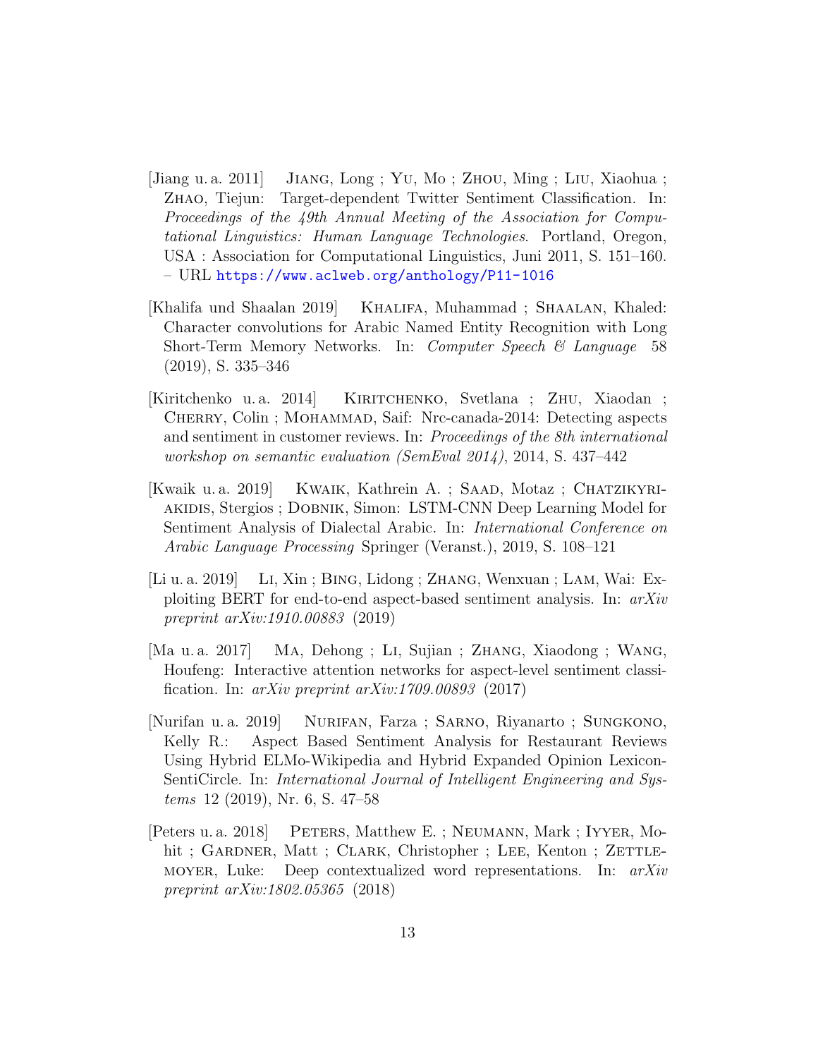[Jiang u. a. 2011] Jiang, Long ; Yu, Mo ; Zhou, Ming ; Liu, Xiaohua ; Zhao, Tiejun: Target-dependent Twitter Sentiment Classification. In: *Proceedings of the 49th Annual Meeting of the Association for Computational Linguistics: Human Language Technologies*. Portland, Oregon, USA : Association for Computational Linguistics, Juni 2011, S. 151–160. – URL https://www.aclweb.org/anthology/P11-1016

[Khalifa und Shaalan 2019] Khalifa, Muhammad ; Shaalan, Khaled: Character convolutions for Arabic Named Entity Recognition with Long Short-Term Memory Networks. In: *Computer Speech & Language* 58 (2019), S. 335–346

[Kiritchenko u. a. 2014] Kiritchenko, Svetlana ; Zhu, Xiaodan ; Cherry, Colin ; Mohammad, Saif: Nrc-canada-2014: Detecting aspects and sentiment in customer reviews. In: *Proceedings of the 8th international workshop on semantic evaluation (SemEval 2014)*, 2014, S. 437–442

[Kwaik u. a. 2019] Kwaik, Kathrein A. ; Saad, Motaz ; Chatzikyriakidis, Stergios ; Dobnik, Simon: LSTM-CNN Deep Learning Model for Sentiment Analysis of Dialectal Arabic. In: *International Conference on Arabic Language Processing* Springer (Veranst.), 2019, S. 108–121

[Li u. a. 2019] Li, Xin ; Bing, Lidong ; Zhang, Wenxuan ; Lam, Wai: Exploiting BERT for end-to-end aspect-based sentiment analysis. In: *arXiv preprint arXiv:1910.00883* (2019)

[Ma u. a. 2017] Ma, Dehong ; Li, Sujian ; Zhang, Xiaodong ; Wang, Houfeng: Interactive attention networks for aspect-level sentiment classification. In: *arXiv preprint arXiv:1709.00893* (2017)

[Nurifan u. a. 2019] Nurifan, Farza ; Sarno, Riyanarto ; Sungkono, Kelly R.: Aspect Based Sentiment Analysis for Restaurant Reviews Using Hybrid ELMo-Wikipedia and Hybrid Expanded Opinion Lexicon-SentiCircle. In: *International Journal of Intelligent Engineering and Systems* 12 (2019), Nr. 6, S. 47–58

[Peters u. a. 2018] Peters, Matthew E. ; Neumann, Mark ; Iyyer, Mohit ; Gardner, Matt ; Clark, Christopher ; Lee, Kenton ; Zettlemoyer, Luke: Deep contextualized word representations. In: *arXiv preprint arXiv:1802.05365* (2018)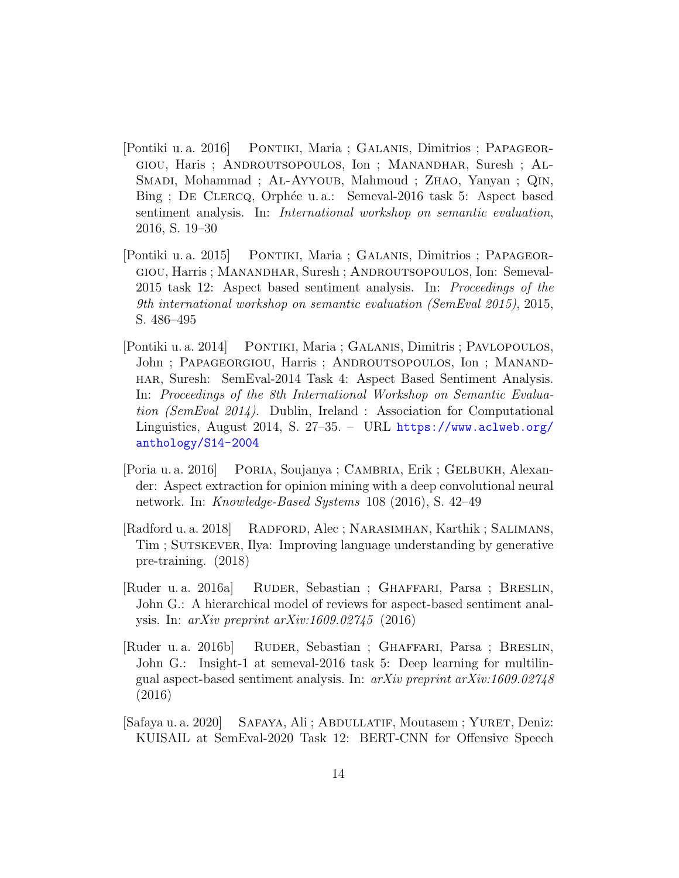[Pontiki u. a. 2016] Pontiki, Maria ; Galanis, Dimitrios ; Papageorgiou, Haris ; Androutsopoulos, Ion ; Manandhar, Suresh ; Al-Smadi, Mohammad ; Al-Ayyoub, Mahmoud ; Zhao, Yanyan ; Qin, Bing ; De Clercq, Orphée u. a.: Semeval-2016 task 5: Aspect based sentiment analysis. In: *International workshop on semantic evaluation*, 2016, S. 19–30

[Pontiki u. a. 2015] Pontiki, Maria ; Galanis, Dimitrios ; Papageorgiou, Harris ; Manandhar, Suresh ; Androutsopoulos, Ion: Semeval-2015 task 12: Aspect based sentiment analysis. In: *Proceedings of the 9th international workshop on semantic evaluation (SemEval 2015)*, 2015, S. 486–495

[Pontiki u. a. 2014] Pontiki, Maria ; Galanis, Dimitris ; Pavlopoulos, John ; Papageorgiou, Harris ; Androutsopoulos, Ion ; Manandhar, Suresh: SemEval-2014 Task 4: Aspect Based Sentiment Analysis. In: *Proceedings of the 8th International Workshop on Semantic Evaluation (SemEval 2014)*. Dublin, Ireland : Association for Computational Linguistics, August 2014, S. 27–35. – URL https://www.aclweb.org/anthology/S14-2004

[Poria u. a. 2016] Poria, Soujanya ; Cambria, Erik ; Gelbukh, Alexander: Aspect extraction for opinion mining with a deep convolutional neural network. In: *Knowledge-Based Systems* 108 (2016), S. 42–49

[Radford u. a. 2018] Radford, Alec ; Narasimhan, Karthik ; Salimans, Tim ; Sutskever, Ilya: Improving language understanding by generative pre-training. (2018)

[Ruder u. a. 2016a] Ruder, Sebastian ; Ghaffari, Parsa ; Breslin, John G.: A hierarchical model of reviews for aspect-based sentiment analysis. In: *arXiv preprint arXiv:1609.02745* (2016)

[Ruder u. a. 2016b] Ruder, Sebastian ; Ghaffari, Parsa ; Breslin, John G.: Insight-1 at semeval-2016 task 5: Deep learning for multilingual aspect-based sentiment analysis. In: *arXiv preprint arXiv:1609.02748* (2016)

[Safaya u. a. 2020] Safaya, Ali ; Abdullatif, Moutasem ; Yuret, Deniz: KUISAIL at SemEval-2020 Task 12: BERT-CNN for Offensive Speech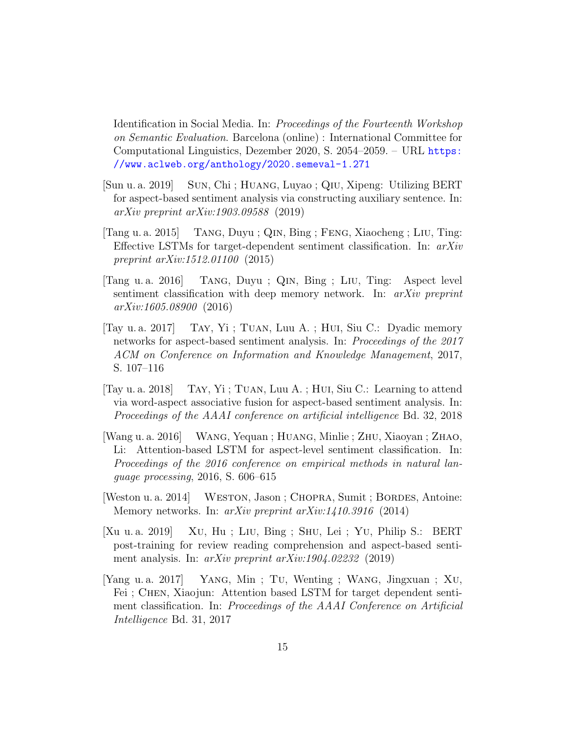Identification in Social Media. In: *Proceedings of the Fourteenth Workshop on Semantic Evaluation*. Barcelona (online) : International Committee for Computational Linguistics, Dezember 2020, S. 2054–2059. – URL https://www.aclweb.org/anthology/2020.semeval-1.271

[Sun u. a. 2019] Sun, Chi ; Huang, Luyao ; Qiu, Xipeng: Utilizing BERT for aspect-based sentiment analysis via constructing auxiliary sentence. In: *arXiv preprint arXiv:1903.09588* (2019)

[Tang u. a. 2015] Tang, Duyu ; Qin, Bing ; Feng, Xiaocheng ; Liu, Ting: Effective LSTMs for target-dependent sentiment classification. In: *arXiv preprint arXiv:1512.01100* (2015)

[Tang u. a. 2016] Tang, Duyu ; Qin, Bing ; Liu, Ting: Aspect level sentiment classification with deep memory network. In: *arXiv preprint arXiv:1605.08900* (2016)

[Tay u. a. 2017] Tay, Yi ; Tuan, Luu A. ; Hui, Siu C.: Dyadic memory networks for aspect-based sentiment analysis. In: *Proceedings of the 2017 ACM on Conference on Information and Knowledge Management*, 2017, S. 107–116

[Tay u. a. 2018] Tay, Yi ; Tuan, Luu A. ; Hui, Siu C.: Learning to attend via word-aspect associative fusion for aspect-based sentiment analysis. In: *Proceedings of the AAAI conference on artificial intelligence* Bd. 32, 2018

[Wang u. a. 2016] Wang, Yequan ; Huang, Minlie ; Zhu, Xiaoyan ; Zhao, Li: Attention-based LSTM for aspect-level sentiment classification. In: *Proceedings of the 2016 conference on empirical methods in natural language processing*, 2016, S. 606–615

[Weston u. a. 2014] Weston, Jason ; Chopra, Sumit ; Bordes, Antoine: Memory networks. In: *arXiv preprint arXiv:1410.3916* (2014)

[Xu u. a. 2019] Xu, Hu ; Liu, Bing ; Shu, Lei ; Yu, Philip S.: BERT post-training for review reading comprehension and aspect-based sentiment analysis. In: *arXiv preprint arXiv:1904.02232* (2019)

[Yang u. a. 2017] Yang, Min ; Tu, Wenting ; Wang, Jingxuan ; Xu, Fei ; Chen, Xiaojun: Attention based LSTM for target dependent sentiment classification. In: *Proceedings of the AAAI Conference on Artificial Intelligence* Bd. 31, 2017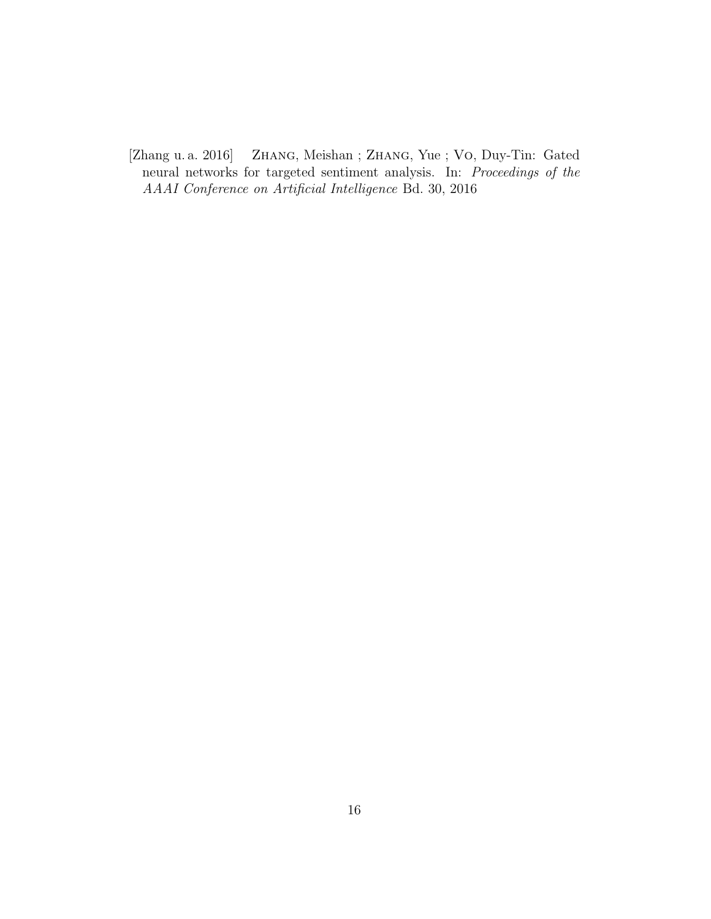[Zhang u. a. 2016] Zhang, Meishan ; Zhang, Yue ; Vo, Duy-Tin: Gated neural networks for targeted sentiment analysis. In: *Proceedings of the AAAI Conference on Artificial Intelligence* Bd. 30, 2016